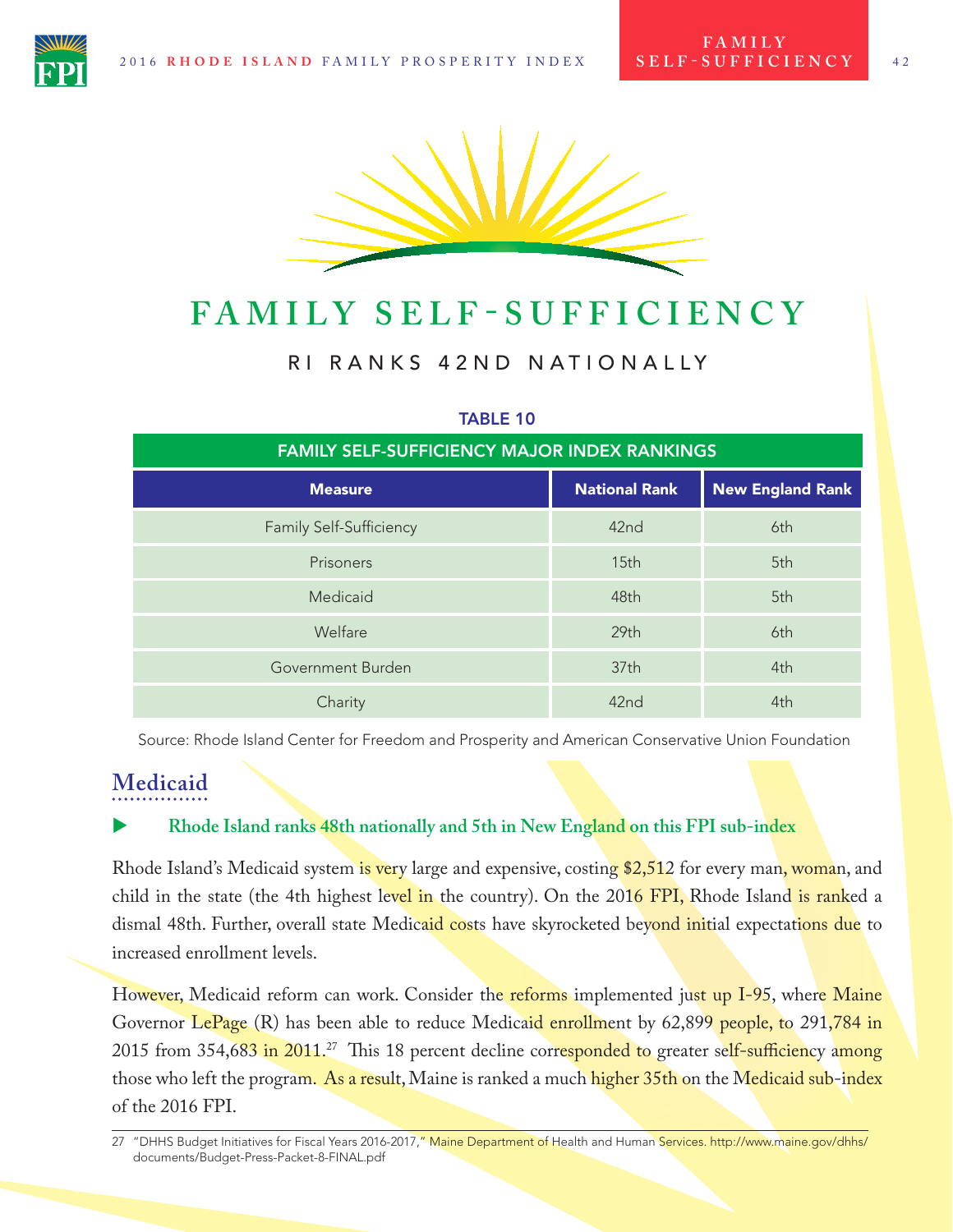# FAMILY SELF-SUFFICIENCY

## RI RANKS 42ND NATIONALLY

**TABLE 10**

| FAMILY SELF-SUFFICIENCY MAJOR INDEX RANKINGS | | |
|---|---|---|
| **Measure** | **National Rank** | **New England Rank** |
| Family Self-Sufficiency | 42nd | 6th |
| Prisoners | 15th | 5th |
| Medicaid | 48th | 5th |
| Welfare | 29th | 6th |
| Government Burden | 37th | 4th |
| Charity | 42nd | 4th |

Source: Rhode Island Center for Freedom and Prosperity and American Conservative Union Foundation

### Medicaid

- **Rhode Island ranks 48th nationally and 5th in New England on this FPI sub-index**

Rhode Island's Medicaid system is very large and expensive, costing $2,512 for every man, woman, and child in the state (the 4th highest level in the country). On the 2016 FPI, Rhode Island is ranked a dismal 48th. Further, overall state Medicaid costs have skyrocketed beyond initial expectations due to increased enrollment levels.

However, Medicaid reform can work. Consider the reforms implemented just up I-95, where Maine Governor LePage (R) has been able to reduce Medicaid enrollment by 62,899 people, to 291,784 in 2015 from 354,683 in 2011.[27] This 18 percent decline corresponded to greater self-sufficiency among those who left the program. As a result, Maine is ranked a much higher 35th on the Medicaid sub-index of the 2016 FPI.

27 "DHHS Budget Initiatives for Fiscal Years 2016-2017," Maine Department of Health and Human Services. http://www.maine.gov/dhhs/documents/Budget-Press-Packet-8-FINAL.pdf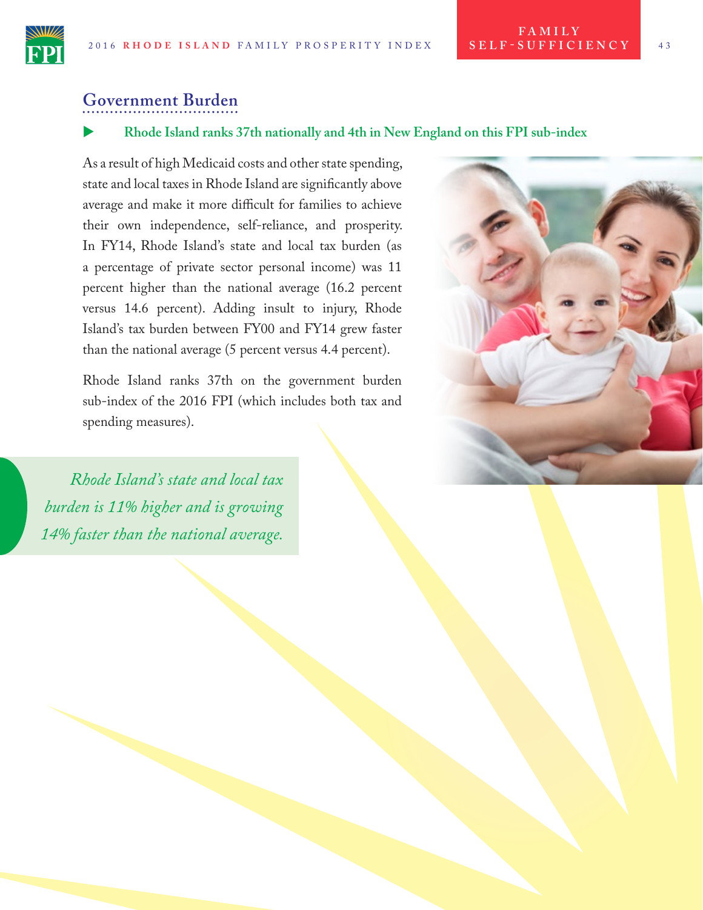## Government Burden

▶ **Rhode Island ranks 37th nationally and 4th in New England on this FPI sub-index**

As a result of high Medicaid costs and other state spending, state and local taxes in Rhode Island are significantly above average and make it more difficult for families to achieve their own independence, self-reliance, and prosperity. In FY14, Rhode Island's state and local tax burden (as a percentage of private sector personal income) was 11 percent higher than the national average (16.2 percent versus 14.6 percent). Adding insult to injury, Rhode Island's tax burden between FY00 and FY14 grew faster than the national average (5 percent versus 4.4 percent).

Rhode Island ranks 37th on the government burden sub-index of the 2016 FPI (which includes both tax and spending measures).

*Rhode Island's state and local tax burden is 11% higher and is growing 14% faster than the national average.*